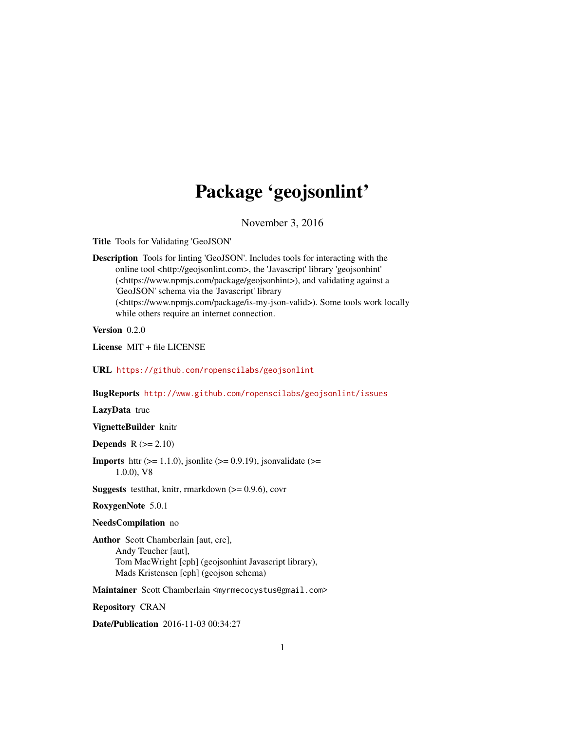# Package 'geojsonlint'

November 3, 2016

**Title** Tools for Validating 'GeoJSON'

**Description** Tools for linting 'GeoJSON'. Includes tools for interacting with the online tool <http://geojsonlint.com>, the 'Javascript' library 'geojsonhint' (<https://www.npmjs.com/package/geojsonhint>), and validating against a 'GeoJSON' schema via the 'Javascript' library (<https://www.npmjs.com/package/is-my-json-valid>). Some tools work locally while others require an internet connection.

**Version** 0.2.0

**License** MIT + file LICENSE

**URL** https://github.com/ropenscilabs/geojsonlint

**BugReports** http://www.github.com/ropenscilabs/geojsonlint/issues

**LazyData** true

**VignetteBuilder** knitr

**Depends** R (>= 2.10)

**Imports** httr (>= 1.1.0), jsonlite (>= 0.9.19), jsonvalidate (>= 1.0.0), V8

**Suggests** testthat, knitr, rmarkdown (>= 0.9.6), covr

**RoxygenNote** 5.0.1

**NeedsCompilation** no

**Author** Scott Chamberlain [aut, cre],
Andy Teucher [aut],
Tom MacWright [cph] (geojsonhint Javascript library),
Mads Kristensen [cph] (geojson schema)

**Maintainer** Scott Chamberlain <myrmecocystus@gmail.com>

**Repository** CRAN

**Date/Publication** 2016-11-03 00:34:27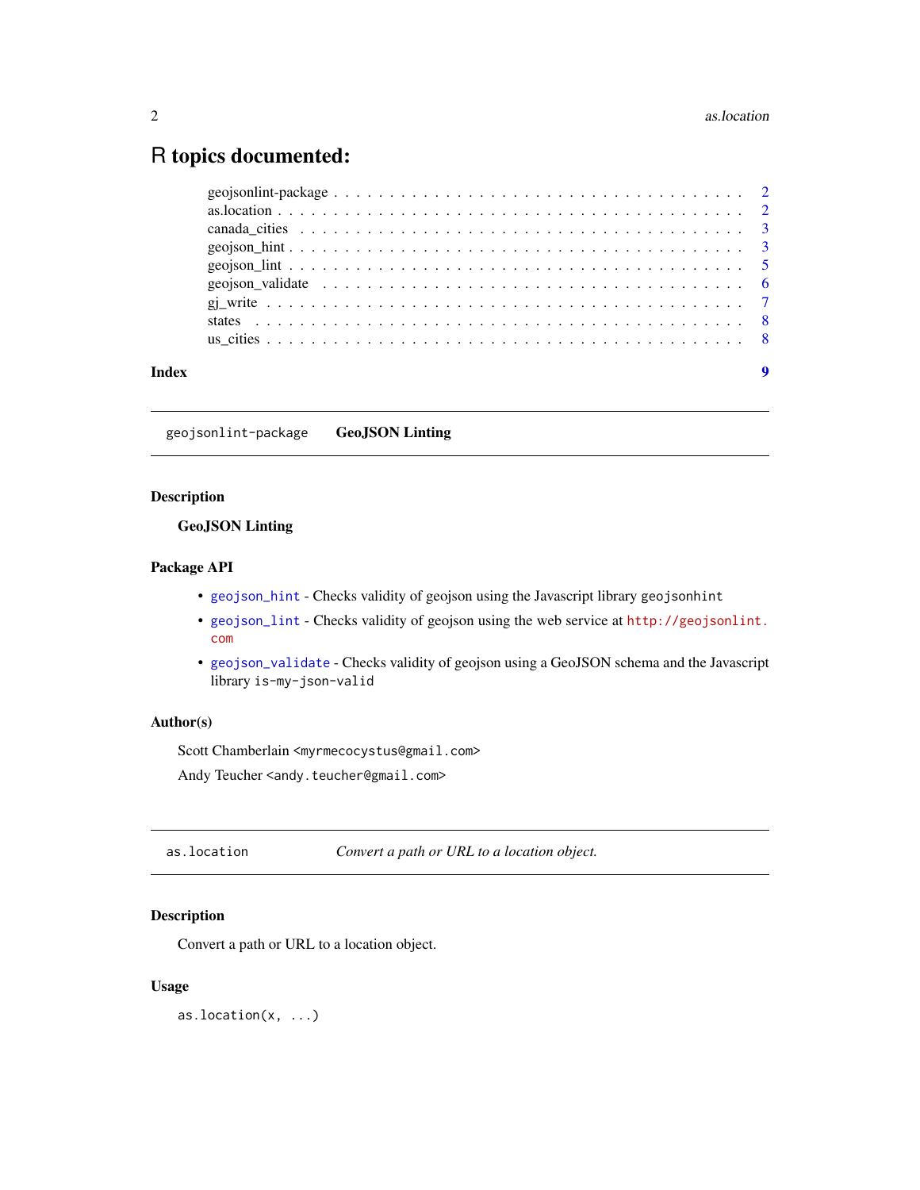# R topics documented:

geojsonlint-package . . . . . . . . . . . . . . . . . . . . . . . . . . . . . . . . . . . 2
as.location . . . . . . . . . . . . . . . . . . . . . . . . . . . . . . . . . . . . . . . . 2
canada_cities . . . . . . . . . . . . . . . . . . . . . . . . . . . . . . . . . . . . . . 3
geojson_hint . . . . . . . . . . . . . . . . . . . . . . . . . . . . . . . . . . . . . . . 3
geojson_lint . . . . . . . . . . . . . . . . . . . . . . . . . . . . . . . . . . . . . . . 5
geojson_validate . . . . . . . . . . . . . . . . . . . . . . . . . . . . . . . . . . . . . 6
gj_write . . . . . . . . . . . . . . . . . . . . . . . . . . . . . . . . . . . . . . . . . 7
states . . . . . . . . . . . . . . . . . . . . . . . . . . . . . . . . . . . . . . . . . . 8
us_cities . . . . . . . . . . . . . . . . . . . . . . . . . . . . . . . . . . . . . . . . 8

**Index** **9**

---

`geojsonlint-package` **GeoJSON Linting**

---

### Description

**GeoJSON Linting**

### Package API

- `geojson_hint` - Checks validity of geojson using the Javascript library `geojsonhint`
- `geojson_lint` - Checks validity of geojson using the web service at `http://geojsonlint.com`
- `geojson_validate` - Checks validity of geojson using a GeoJSON schema and the Javascript library `is-my-json-valid`

### Author(s)

Scott Chamberlain <`myrmecocystus@gmail.com`>

Andy Teucher <`andy.teucher@gmail.com`>

---

`as.location` *Convert a path or URL to a location object.*

---

### Description

Convert a path or URL to a location object.

### Usage

```
as.location(x, ...)
```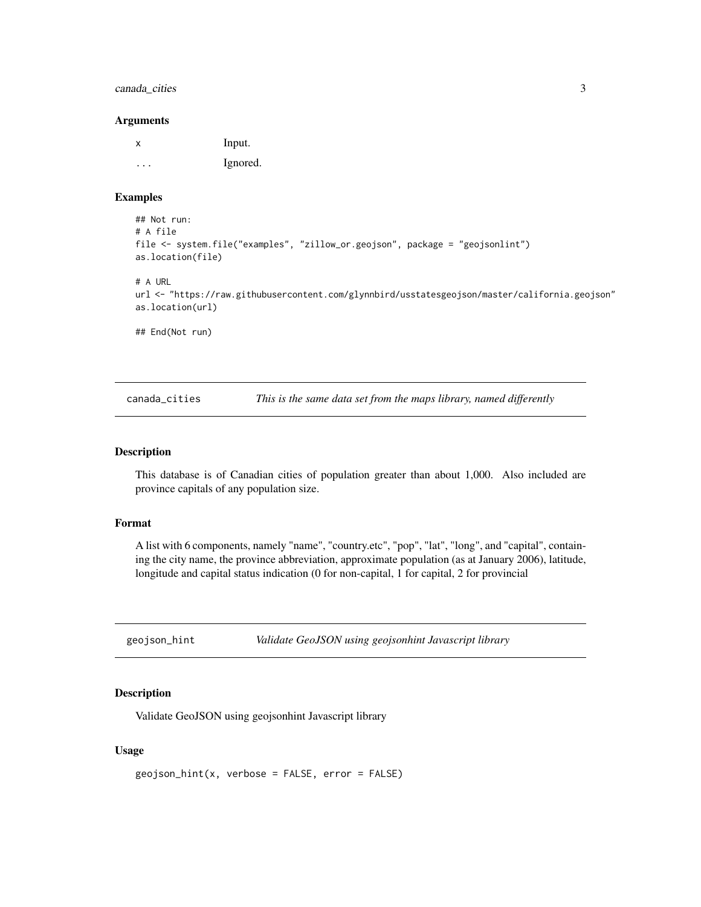### Arguments

| | |
|---|---|
| x | Input. |
| ... | Ignored. |

### Examples

```
## Not run:
# A file
file <- system.file("examples", "zillow_or.geojson", package = "geojsonlint")
as.location(file)

# A URL
url <- "https://raw.githubusercontent.com/glynnbird/usstatesgeojson/master/california.geojson"
as.location(url)

## End(Not run)
```

## canada_cities — *This is the same data set from the maps library, named differently*

### Description

This database is of Canadian cities of population greater than about 1,000. Also included are province capitals of any population size.

### Format

A list with 6 components, namely "name", "country.etc", "pop", "lat", "long", and "capital", containing the city name, the province abbreviation, approximate population (as at January 2006), latitude, longitude and capital status indication (0 for non-capital, 1 for capital, 2 for provincial

## geojson_hint — *Validate GeoJSON using geojsonhint Javascript library*

### Description

Validate GeoJSON using geojsonhint Javascript library

### Usage

```
geojson_hint(x, verbose = FALSE, error = FALSE)
```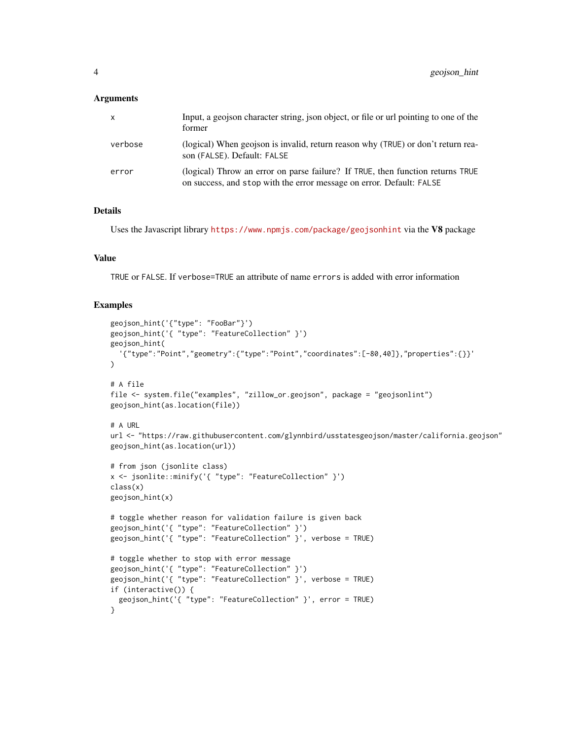### Arguments

| | |
|---|---|
| `x` | Input, a geojson character string, json object, or file or url pointing to one of the former |
| `verbose` | (logical) When geojson is invalid, return reason why (`TRUE`) or don't return reason (`FALSE`). Default: `FALSE` |
| `error` | (logical) Throw an error on parse failure? If `TRUE`, then function returns `TRUE` on success, and `stop` with the error message on error. Default: `FALSE` |

### Details

Uses the Javascript library https://www.npmjs.com/package/geojsonhint via the **V8** package

### Value

`TRUE` or `FALSE`. If `verbose=TRUE` an attribute of name `errors` is added with error information

### Examples

```
geojson_hint('{"type": "FooBar"}')
geojson_hint('{ "type": "FeatureCollection" }')
geojson_hint(
  '{"type":"Point","geometry":{"type":"Point","coordinates":[-80,40]},"properties":{}}'
)

# A file
file <- system.file("examples", "zillow_or.geojson", package = "geojsonlint")
geojson_hint(as.location(file))

# A URL
url <- "https://raw.githubusercontent.com/glynnbird/usstatesgeojson/master/california.geojson"
geojson_hint(as.location(url))

# from json (jsonlite class)
x <- jsonlite::minify('{ "type": "FeatureCollection" }')
class(x)
geojson_hint(x)

# toggle whether reason for validation failure is given back
geojson_hint('{ "type": "FeatureCollection" }')
geojson_hint('{ "type": "FeatureCollection" }', verbose = TRUE)

# toggle whether to stop with error message
geojson_hint('{ "type": "FeatureCollection" }')
geojson_hint('{ "type": "FeatureCollection" }', verbose = TRUE)
if (interactive()) {
  geojson_hint('{ "type": "FeatureCollection" }', error = TRUE)
}
```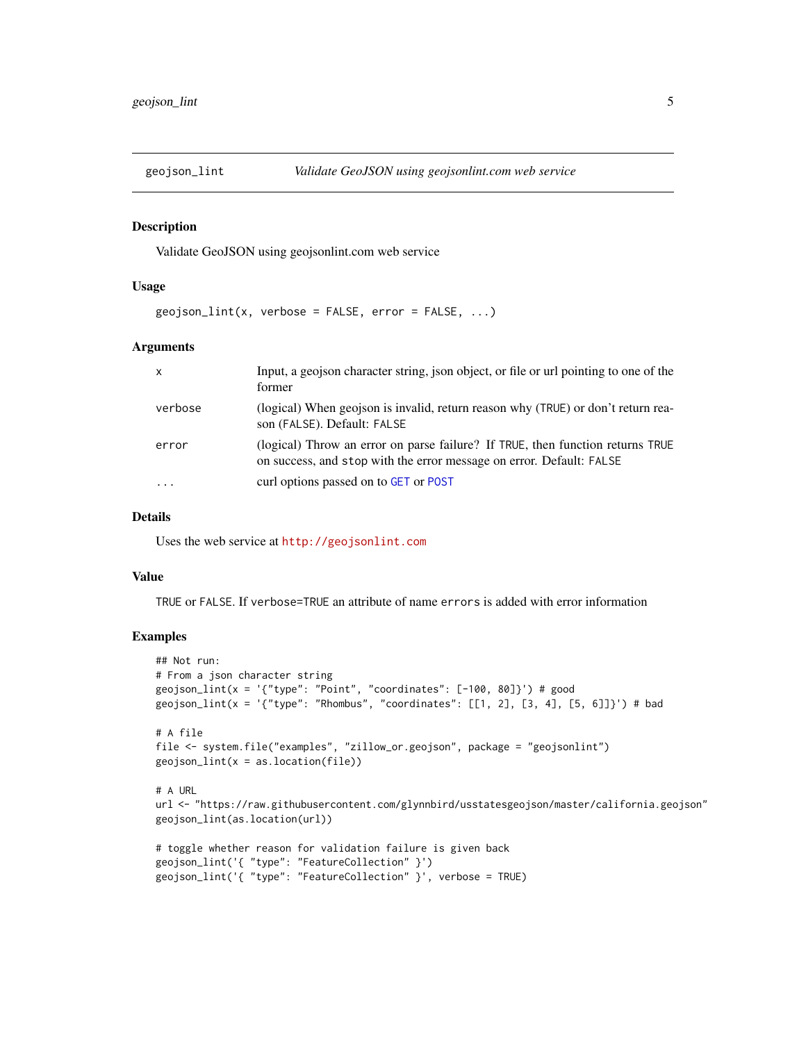## geojson_lint — *Validate GeoJSON using geojsonlint.com web service*

### Description

Validate GeoJSON using geojsonlint.com web service

### Usage

```
geojson_lint(x, verbose = FALSE, error = FALSE, ...)
```

### Arguments

| | |
|---|---|
| `x` | Input, a geojson character string, json object, or file or url pointing to one of the former |
| `verbose` | (logical) When geojson is invalid, return reason why (`TRUE`) or don't return reason (`FALSE`). Default: `FALSE` |
| `error` | (logical) Throw an error on parse failure? If `TRUE`, then function returns `TRUE` on success, and `stop` with the error message on error. Default: `FALSE` |
| `...` | curl options passed on to `GET` or `POST` |

### Details

Uses the web service at http://geojsonlint.com

### Value

`TRUE` or `FALSE`. If `verbose=TRUE` an attribute of name `errors` is added with error information

### Examples

```
## Not run:
# From a json character string
geojson_lint(x = '{"type": "Point", "coordinates": [-100, 80]}') # good
geojson_lint(x = '{"type": "Rhombus", "coordinates": [[1, 2], [3, 4], [5, 6]]}') # bad

# A file
file <- system.file("examples", "zillow_or.geojson", package = "geojsonlint")
geojson_lint(x = as.location(file))

# A URL
url <- "https://raw.githubusercontent.com/glynnbird/usstatesgeojson/master/california.geojson"
geojson_lint(as.location(url))

# toggle whether reason for validation failure is given back
geojson_lint('{ "type": "FeatureCollection" }')
geojson_lint('{ "type": "FeatureCollection" }', verbose = TRUE)
```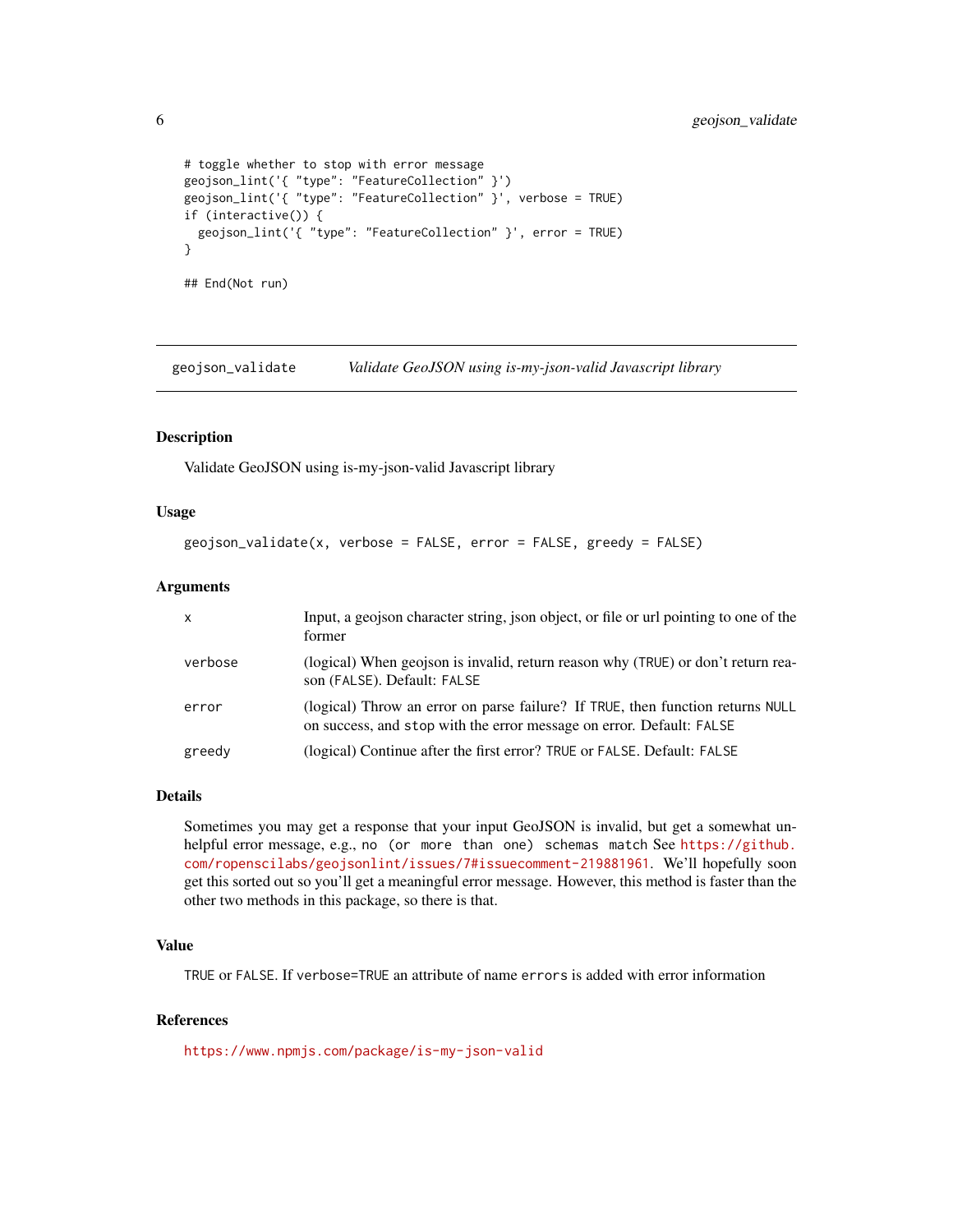```
# toggle whether to stop with error message
geojson_lint('{ "type": "FeatureCollection" }')
geojson_lint('{ "type": "FeatureCollection" }', verbose = TRUE)
if (interactive()) {
  geojson_lint('{ "type": "FeatureCollection" }', error = TRUE)
}

## End(Not run)
```

---

## geojson_validate — *Validate GeoJSON using is-my-json-valid Javascript library*

### Description

Validate GeoJSON using is-my-json-valid Javascript library

### Usage

```
geojson_validate(x, verbose = FALSE, error = FALSE, greedy = FALSE)
```

### Arguments

| | |
|---|---|
| `x` | Input, a geojson character string, json object, or file or url pointing to one of the former |
| `verbose` | (logical) When geojson is invalid, return reason why (`TRUE`) or don't return reason (`FALSE`). Default: `FALSE` |
| `error` | (logical) Throw an error on parse failure? If `TRUE`, then function returns `NULL` on success, and `stop` with the error message on error. Default: `FALSE` |
| `greedy` | (logical) Continue after the first error? `TRUE` or `FALSE`. Default: `FALSE` |

### Details

Sometimes you may get a response that your input GeoJSON is invalid, but get a somewhat unhelpful error message, e.g., `no (or more than one) schemas match` See https://github.com/ropenscilabs/geojsonlint/issues/7#issuecomment-219881961. We'll hopefully soon get this sorted out so you'll get a meaningful error message. However, this method is faster than the other two methods in this package, so there is that.

### Value

`TRUE` or `FALSE`. If `verbose=TRUE` an attribute of name `errors` is added with error information

### References

https://www.npmjs.com/package/is-my-json-valid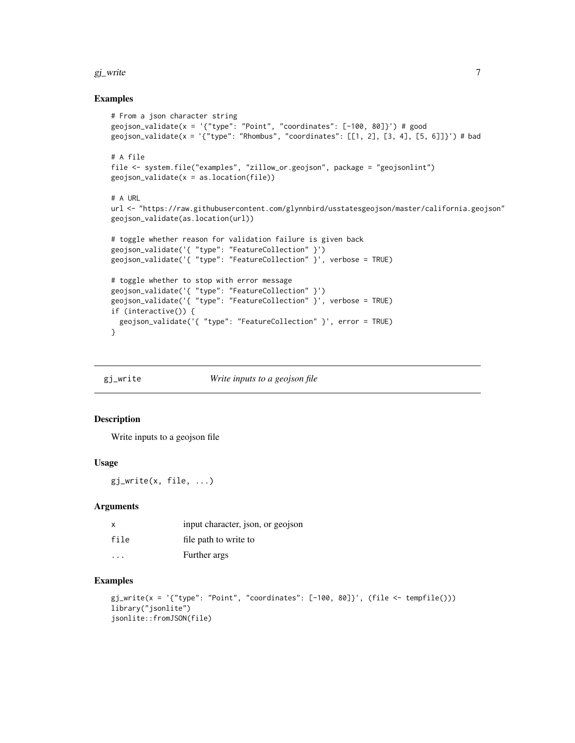## Examples

```
# From a json character string
geojson_validate(x = '{"type": "Point", "coordinates": [-100, 80]}') # good
geojson_validate(x = '{"type": "Rhombus", "coordinates": [[1, 2], [3, 4], [5, 6]]}') # bad

# A file
file <- system.file("examples", "zillow_or.geojson", package = "geojsonlint")
geojson_validate(x = as.location(file))

# A URL
url <- "https://raw.githubusercontent.com/glynnbird/usstatesgeojson/master/california.geojson"
geojson_validate(as.location(url))

# toggle whether reason for validation failure is given back
geojson_validate('{ "type": "FeatureCollection" }')
geojson_validate('{ "type": "FeatureCollection" }', verbose = TRUE)

# toggle whether to stop with error message
geojson_validate('{ "type": "FeatureCollection" }')
geojson_validate('{ "type": "FeatureCollection" }', verbose = TRUE)
if (interactive()) {
  geojson_validate('{ "type": "FeatureCollection" }', error = TRUE)
}
```

---

# gj_write — *Write inputs to a geojson file*

---

## Description

Write inputs to a geojson file

## Usage

```
gj_write(x, file, ...)
```

## Arguments

| | |
|---|---|
| x | input character, json, or geojson |
| file | file path to write to |
| ... | Further args |

## Examples

```
gj_write(x = '{"type": "Point", "coordinates": [-100, 80]}', (file <- tempfile()))
library("jsonlite")
jsonlite::fromJSON(file)
```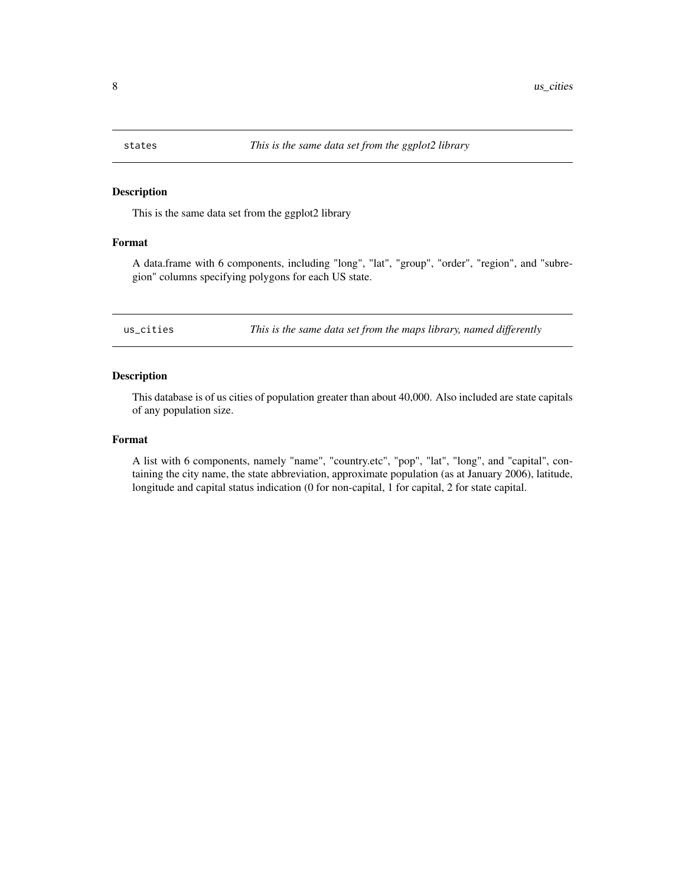## states — *This is the same data set from the ggplot2 library*

### Description

This is the same data set from the ggplot2 library

### Format

A data.frame with 6 components, including "long", "lat", "group", "order", "region", and "subregion" columns specifying polygons for each US state.

## us_cities — *This is the same data set from the maps library, named differently*

### Description

This database is of us cities of population greater than about 40,000. Also included are state capitals of any population size.

### Format

A list with 6 components, namely "name", "country.etc", "pop", "lat", "long", and "capital", containing the city name, the state abbreviation, approximate population (as at January 2006), latitude, longitude and capital status indication (0 for non-capital, 1 for capital, 2 for state capital.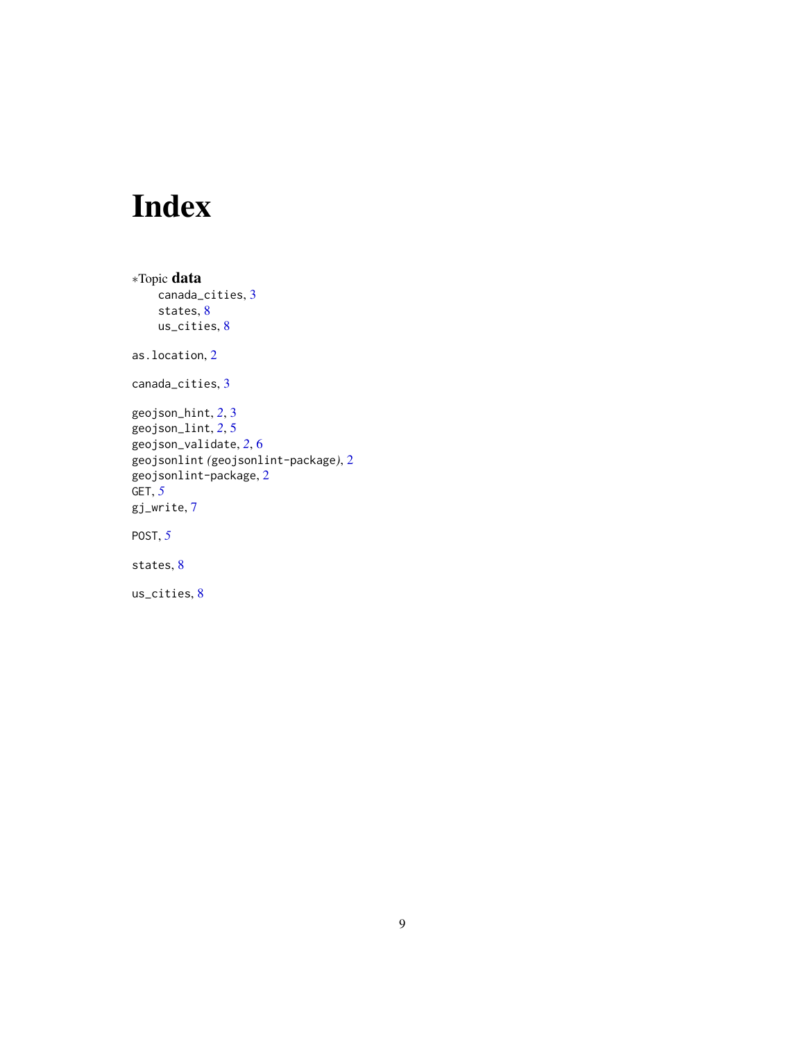# Index

∗Topic **data**

canada_cities, 3
states, 8
us_cities, 8

as.location, 2

canada_cities, 3

geojson_hint, *2*, 3
geojson_lint, *2*, 5
geojson_validate, *2*, 6
geojsonlint *(*geojsonlint-package*)*, 2
geojsonlint-package, 2
GET, *5*
gj_write, 7

POST, *5*

states, 8

us_cities, 8